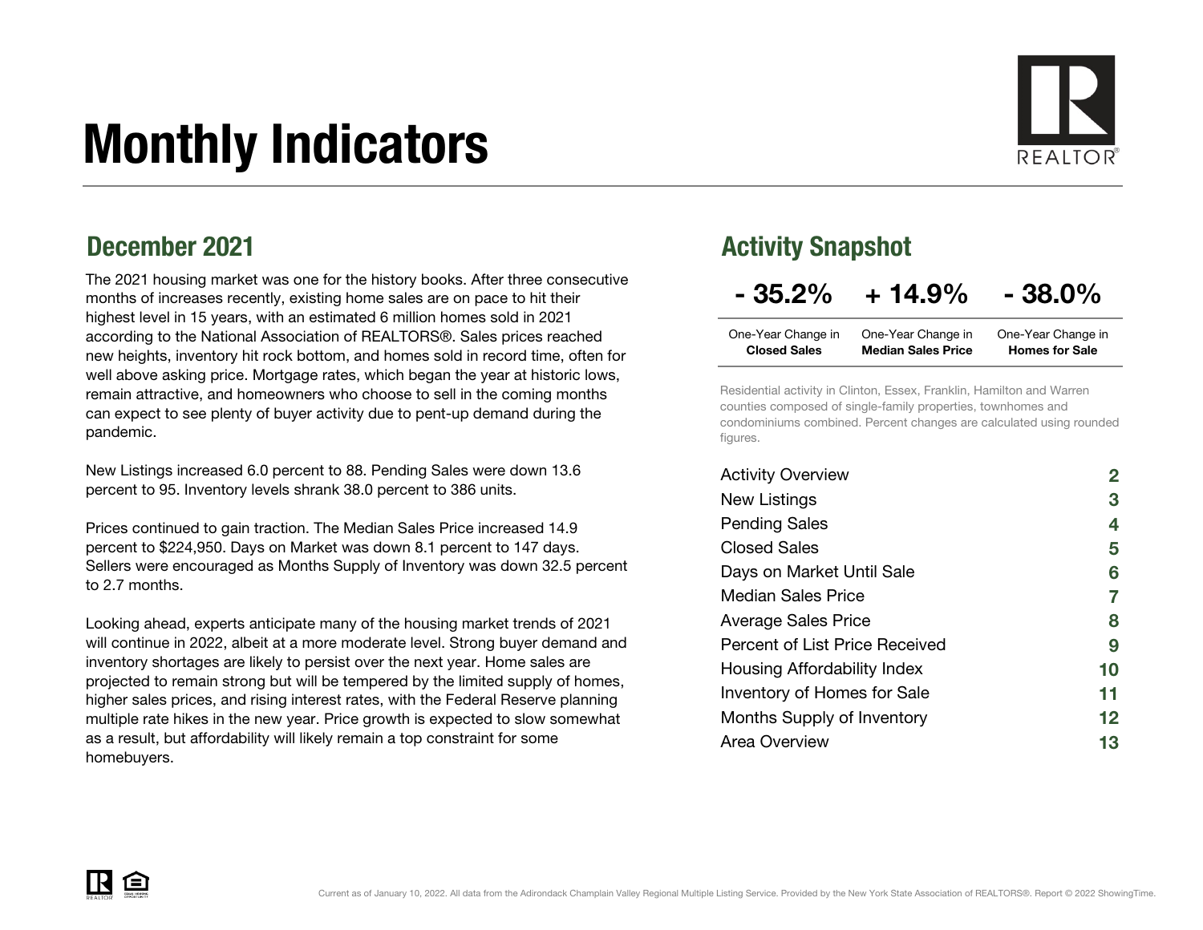# Monthly Indicators

## December 2021

The 2021 housing market was one for the history books. After three consecutive months of increases recently, existing home sales are on pace to hit their highest level in 15 years, with an estimated 6 million homes sold in 2021 according to the National Association of REALTORS®. Sales prices reached new heights, inventory hit rock bottom, and homes sold in record time, often for well above asking price. Mortgage rates, which began the year at historic lows, remain attractive, and homeowners who choose to sell in the coming months can expect to see plenty of buyer activity due to pent-up demand during the pandemic.

New Listings increased 6.0 percent to 88. Pending Sales were down 13.6 percent to 95. Inventory levels shrank 38.0 percent to 386 units.

Prices continued to gain traction. The Median Sales Price increased 14.9 percent to $224,950. Days on Market was down 8.1 percent to 147 days. Sellers were encouraged as Months Supply of Inventory was down 32.5 percent to 2.7 months.

Looking ahead, experts anticipate many of the housing market trends of 2021 will continue in 2022, albeit at a more moderate level. Strong buyer demand and inventory shortages are likely to persist over the next year. Home sales are projected to remain strong but will be tempered by the limited supply of homes, higher sales prices, and rising interest rates, with the Federal Reserve planning multiple rate hikes in the new year. Price growth is expected to slow somewhat as a result, but affordability will likely remain a top constraint for some homebuyers.

## Activity Snapshot

| - 35.2% | + 14.9% | - 38.0% |
|---|---|---|
| One-Year Change in **Closed Sales** | One-Year Change in **Median Sales Price** | One-Year Change in **Homes for Sale** |

Residential activity in Clinton, Essex, Franklin, Hamilton and Warren counties composed of single-family properties, townhomes and condominiums combined. Percent changes are calculated using rounded figures.

| | |
|---|---|
| Activity Overview | 2 |
| New Listings | 3 |
| Pending Sales | 4 |
| Closed Sales | 5 |
| Days on Market Until Sale | 6 |
| Median Sales Price | 7 |
| Average Sales Price | 8 |
| Percent of List Price Received | 9 |
| Housing Affordability Index | 10 |
| Inventory of Homes for Sale | 11 |
| Months Supply of Inventory | 12 |
| Area Overview | 13 |

Current as of January 10, 2022. All data from the Adirondack Champlain Valley Regional Multiple Listing Service. Provided by the New York State Association of REALTORS®. Report © 2022 ShowingTime.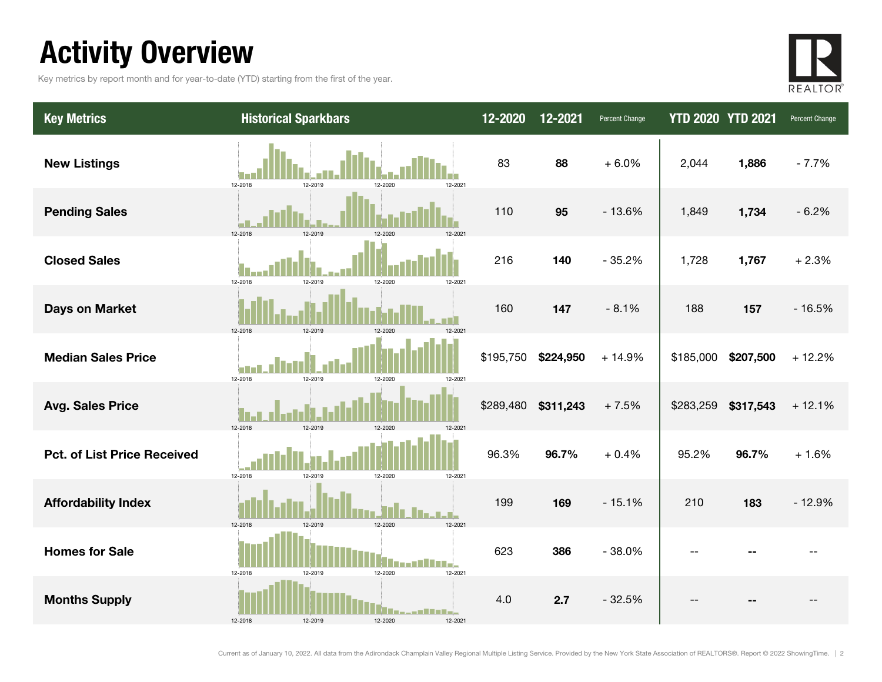# Activity Overview

Key metrics by report month and for year-to-date (YTD) starting from the first of the year.

| Key Metrics | Historical Sparkbars | 12-2020 | 12-2021 | Percent Change | YTD 2020 | YTD 2021 | Percent Change |
|---|---|---|---|---|---|---|---|
| **New Listings** | 12-2018 12-2019 12-2020 12-2021 | 83 | **88** | + 6.0% | 2,044 | **1,886** | - 7.7% |
| **Pending Sales** | 12-2018 12-2019 12-2020 12-2021 | 110 | **95** | - 13.6% | 1,849 | **1,734** | - 6.2% |
| **Closed Sales** | 12-2018 12-2019 12-2020 12-2021 | 216 | **140** | - 35.2% | 1,728 | **1,767** | + 2.3% |
| **Days on Market** | 12-2018 12-2019 12-2020 12-2021 | 160 | **147** | - 8.1% | 188 | **157** | - 16.5% |
| **Median Sales Price** | 12-2018 12-2019 12-2020 12-2021 | $195,750 | **$224,950** | + 14.9% | $185,000 | **$207,500** | + 12.2% |
| **Avg. Sales Price** | 12-2018 12-2019 12-2020 12-2021 | $289,480 | **$311,243** | + 7.5% | $283,259 | **$317,543** | + 12.1% |
| **Pct. of List Price Received** | 12-2018 12-2019 12-2020 12-2021 | 96.3% | **96.7%** | + 0.4% | 95.2% | **96.7%** | + 1.6% |
| **Affordability Index** | 12-2018 12-2019 12-2020 12-2021 | 199 | **169** | - 15.1% | 210 | **183** | - 12.9% |
| **Homes for Sale** | 12-2018 12-2019 12-2020 12-2021 | 623 | **386** | - 38.0% | -- | **--** | -- |
| **Months Supply** | 12-2018 12-2019 12-2020 12-2021 | 4.0 | **2.7** | - 32.5% | -- | **--** | -- |

Current as of January 10, 2022. All data from the Adirondack Champlain Valley Regional Multiple Listing Service. Provided by the New York State Association of REALTORS®. Report © 2022 ShowingTime.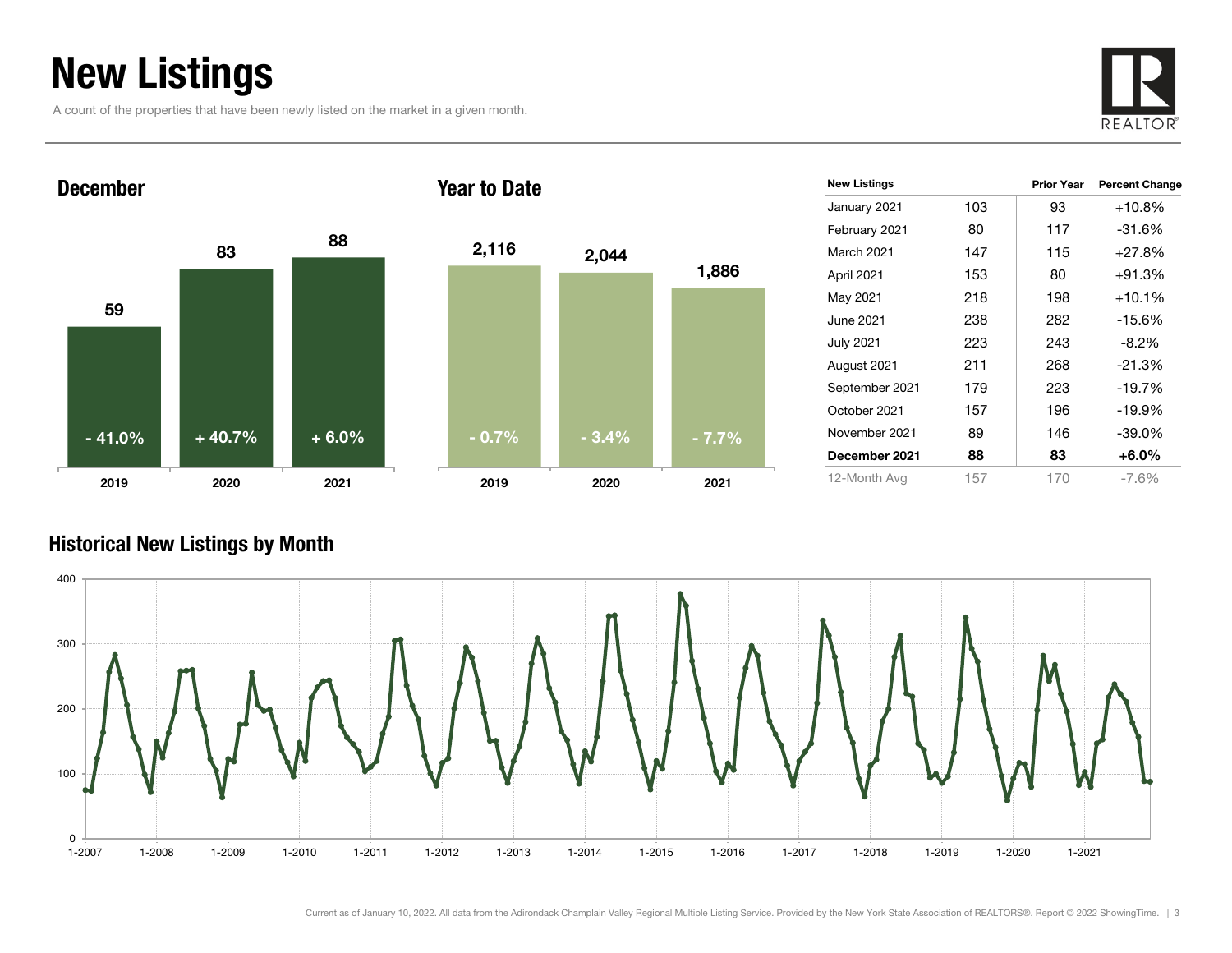# New Listings

A count of the properties that have been newly listed on the market in a given month.

## December

| | 2019 | 2020 | 2021 |
|---|---|---|---|
| New Listings | 59 | 83 | 88 |
| Change | - 41.0% | + 40.7% | + 6.0% |

## Year to Date

| | 2019 | 2020 | 2021 |
|---|---|---|---|
| New Listings | 2,116 | 2,044 | 1,886 |
| Change | - 0.7% | - 3.4% | - 7.7% |

| New Listings | | Prior Year | Percent Change |
|---|---|---|---|
| January 2021 | 103 | 93 | +10.8% |
| February 2021 | 80 | 117 | -31.6% |
| March 2021 | 147 | 115 | +27.8% |
| April 2021 | 153 | 80 | +91.3% |
| May 2021 | 218 | 198 | +10.1% |
| June 2021 | 238 | 282 | -15.6% |
| July 2021 | 223 | 243 | -8.2% |
| August 2021 | 211 | 268 | -21.3% |
| September 2021 | 179 | 223 | -19.7% |
| October 2021 | 157 | 196 | -19.9% |
| November 2021 | 89 | 146 | -39.0% |
| **December 2021** | **88** | **83** | **+6.0%** |
| 12-Month Avg | 157 | 170 | -7.6% |

## Historical New Listings by Month

Current as of January 10, 2022. All data from the Adirondack Champlain Valley Regional Multiple Listing Service. Provided by the New York State Association of REALTORS®. Report © 2022 ShowingTime.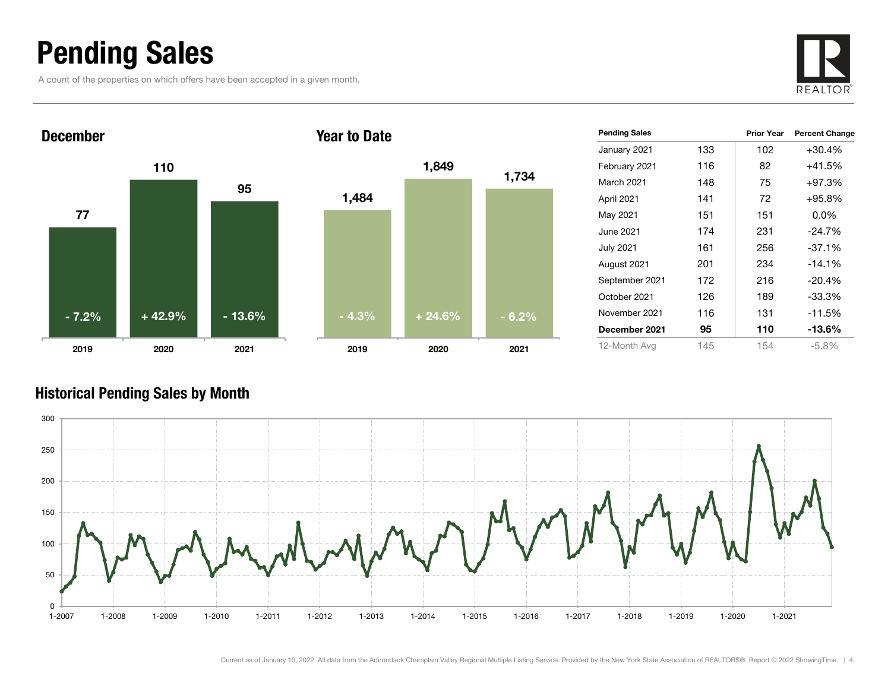# Pending Sales

A count of the properties on which offers have been accepted in a given month.

## December

| Year | Value | Change |
|---|---|---|
| 2019 | 77 | - 7.2% |
| 2020 | 110 | + 42.9% |
| 2021 | 95 | - 13.6% |

## Year to Date

| Year | Value | Change |
|---|---|---|
| 2019 | 1,484 | - 4.3% |
| 2020 | 1,849 | + 24.6% |
| 2021 | 1,734 | - 6.2% |

| Pending Sales | | Prior Year | Percent Change |
|---|---|---|---|
| January 2021 | 133 | 102 | +30.4% |
| February 2021 | 116 | 82 | +41.5% |
| March 2021 | 148 | 75 | +97.3% |
| April 2021 | 141 | 72 | +95.8% |
| May 2021 | 151 | 151 | 0.0% |
| June 2021 | 174 | 231 | -24.7% |
| July 2021 | 161 | 256 | -37.1% |
| August 2021 | 201 | 234 | -14.1% |
| September 2021 | 172 | 216 | -20.4% |
| October 2021 | 126 | 189 | -33.3% |
| November 2021 | 116 | 131 | -11.5% |
| **December 2021** | **95** | **110** | **-13.6%** |
| 12-Month Avg | 145 | 154 | -5.8% |

## Historical Pending Sales by Month

Current as of January 10, 2022. All data from the Adirondack Champlain Valley Regional Multiple Listing Service. Provided by the New York State Association of REALTORS®. Report © 2022 ShowingTime.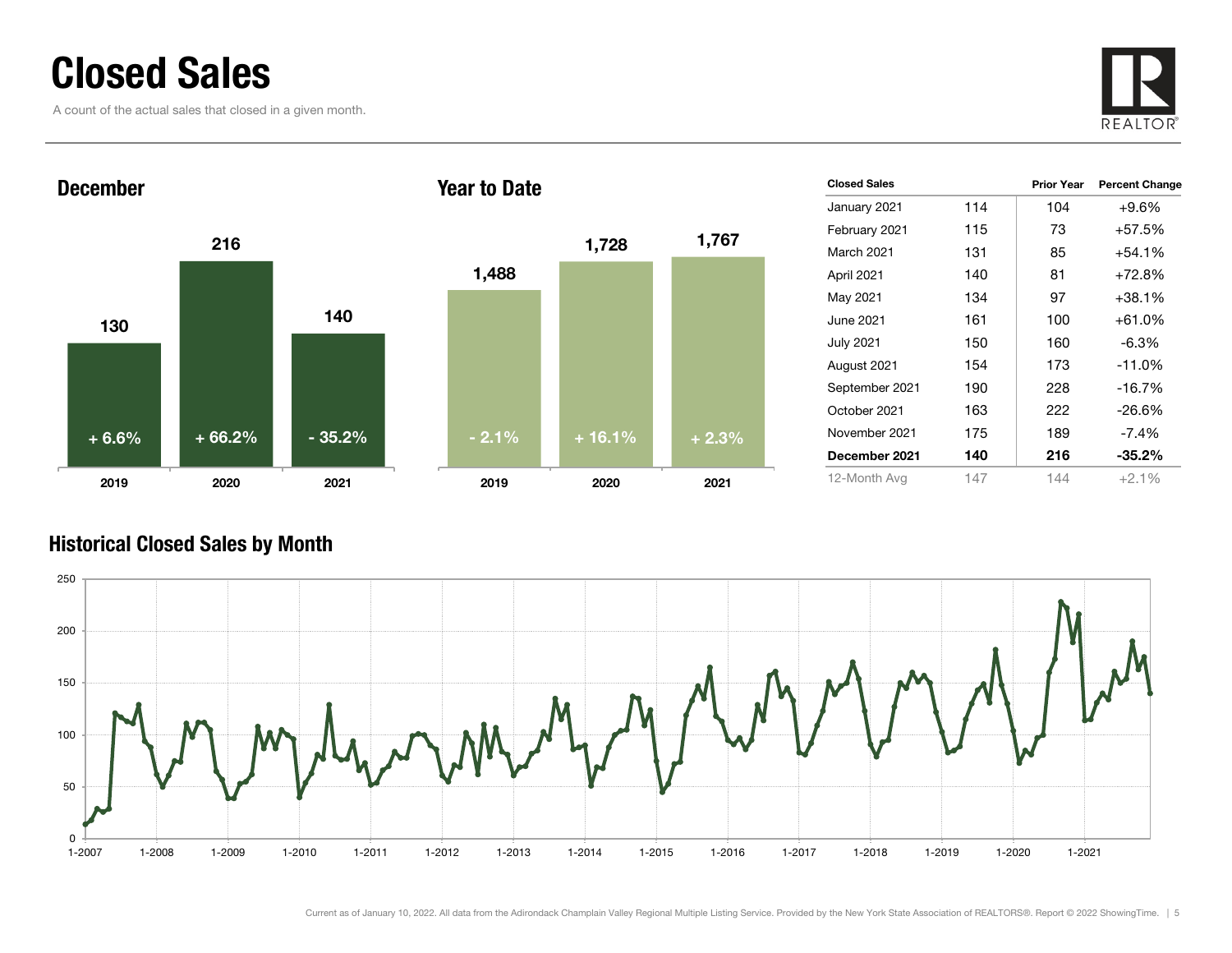# Closed Sales

A count of the actual sales that closed in a given month.

## December

| Year | Closed Sales | Change |
| --- | --- | --- |
| 2019 | 130 | + 6.6% |
| 2020 | 216 | + 66.2% |
| 2021 | 140 | - 35.2% |

## Year to Date

| Year | Closed Sales | Change |
| --- | --- | --- |
| 2019 | 1,488 | - 2.1% |
| 2020 | 1,728 | + 16.1% |
| 2021 | 1,767 | + 2.3% |

| Closed Sales | | Prior Year | Percent Change |
| --- | --- | --- | --- |
| January 2021 | 114 | 104 | +9.6% |
| February 2021 | 115 | 73 | +57.5% |
| March 2021 | 131 | 85 | +54.1% |
| April 2021 | 140 | 81 | +72.8% |
| May 2021 | 134 | 97 | +38.1% |
| June 2021 | 161 | 100 | +61.0% |
| July 2021 | 150 | 160 | -6.3% |
| August 2021 | 154 | 173 | -11.0% |
| September 2021 | 190 | 228 | -16.7% |
| October 2021 | 163 | 222 | -26.6% |
| November 2021 | 175 | 189 | -7.4% |
| **December 2021** | **140** | **216** | **-35.2%** |
| 12-Month Avg | 147 | 144 | +2.1% |

## Historical Closed Sales by Month

Current as of January 10, 2022. All data from the Adirondack Champlain Valley Regional Multiple Listing Service. Provided by the New York State Association of REALTORS®. Report © 2022 ShowingTime.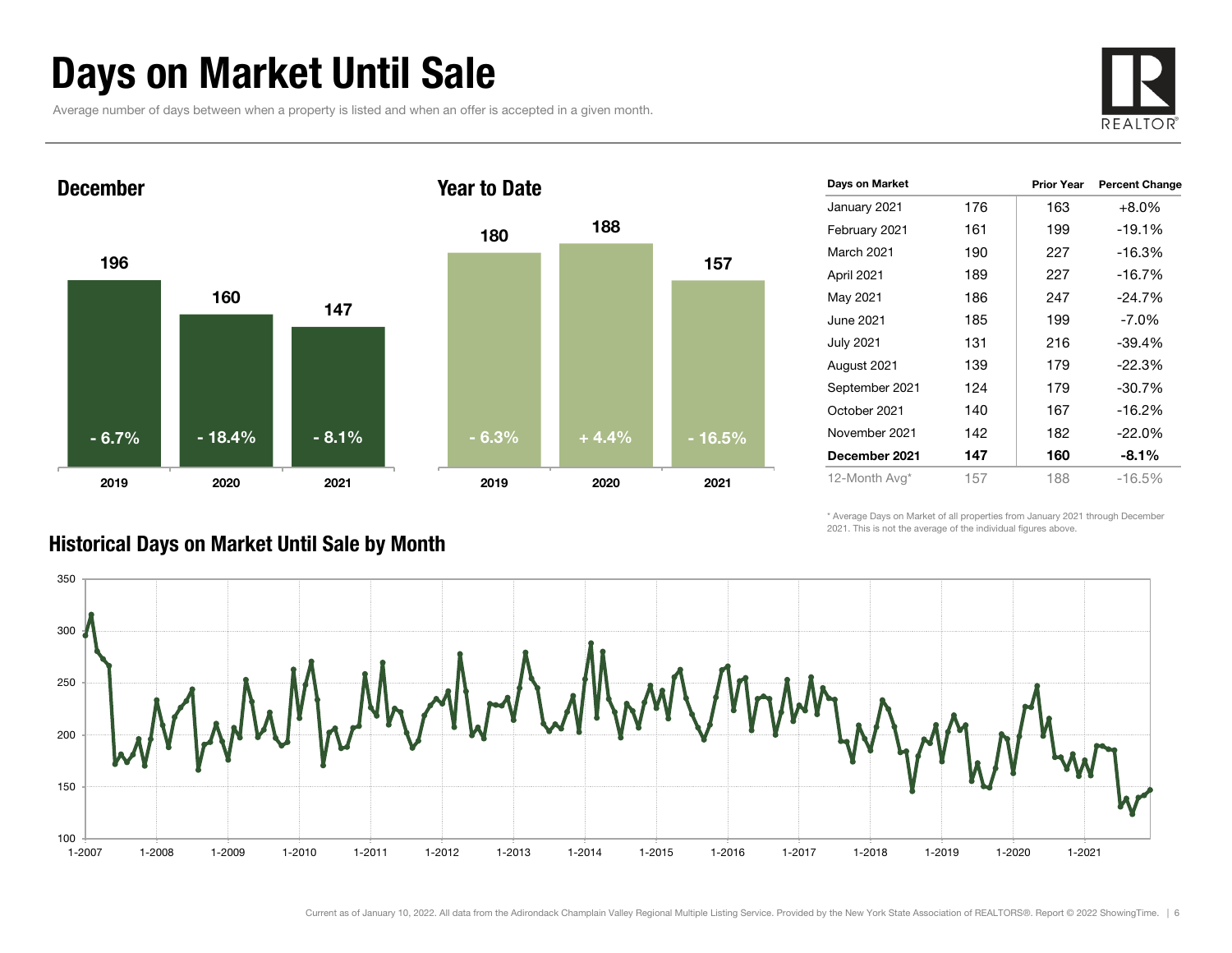# Days on Market Until Sale

Average number of days between when a property is listed and when an offer is accepted in a given month.

## December

| Year | Days | Change |
|---|---|---|
| 2019 | 196 | - 6.7% |
| 2020 | 160 | - 18.4% |
| 2021 | 147 | - 8.1% |

## Year to Date

| Year | Days | Change |
|---|---|---|
| 2019 | 180 | - 6.3% |
| 2020 | 188 | + 4.4% |
| 2021 | 157 | - 16.5% |

| Days on Market | | Prior Year | Percent Change |
|---|---|---|---|
| January 2021 | 176 | 163 | +8.0% |
| February 2021 | 161 | 199 | -19.1% |
| March 2021 | 190 | 227 | -16.3% |
| April 2021 | 189 | 227 | -16.7% |
| May 2021 | 186 | 247 | -24.7% |
| June 2021 | 185 | 199 | -7.0% |
| July 2021 | 131 | 216 | -39.4% |
| August 2021 | 139 | 179 | -22.3% |
| September 2021 | 124 | 179 | -30.7% |
| October 2021 | 140 | 167 | -16.2% |
| November 2021 | 142 | 182 | -22.0% |
| **December 2021** | **147** | **160** | **-8.1%** |
| 12-Month Avg* | 157 | 188 | -16.5% |

\* Average Days on Market of all properties from January 2021 through December 2021. This is not the average of the individual figures above.

## Historical Days on Market Until Sale by Month

Current as of January 10, 2022. All data from the Adirondack Champlain Valley Regional Multiple Listing Service. Provided by the New York State Association of REALTORS®. Report © 2022 ShowingTime.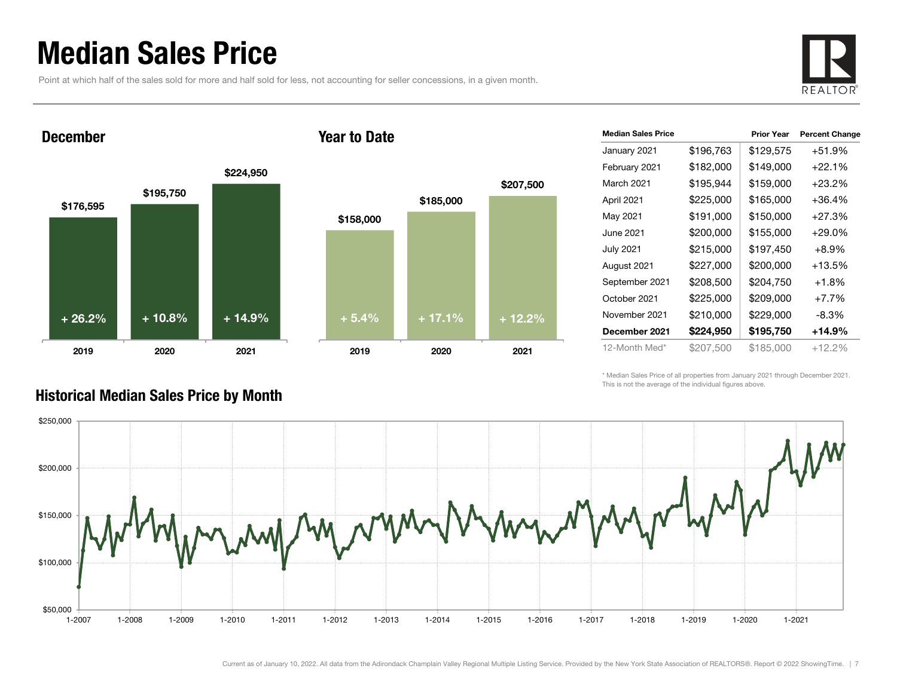# Median Sales Price

Point at which half of the sales sold for more and half sold for less, not accounting for seller concessions, in a given month.

## December

| Year | Median Sales Price | Change |
| --- | --- | --- |
| 2019 | $176,595 | + 26.2% |
| 2020 | $195,750 | + 10.8% |
| 2021 | $224,950 | + 14.9% |

## Year to Date

| Year | Median Sales Price | Change |
| --- | --- | --- |
| 2019 | $158,000 | + 5.4% |
| 2020 | $185,000 | + 17.1% |
| 2021 | $207,500 | + 12.2% |

| Median Sales Price | | Prior Year | Percent Change |
| --- | --- | --- | --- |
| January 2021 | $196,763 | $129,575 | +51.9% |
| February 2021 | $182,000 | $149,000 | +22.1% |
| March 2021 | $195,944 | $159,000 | +23.2% |
| April 2021 | $225,000 | $165,000 | +36.4% |
| May 2021 | $191,000 | $150,000 | +27.3% |
| June 2021 | $200,000 | $155,000 | +29.0% |
| July 2021 | $215,000 | $197,450 | +8.9% |
| August 2021 | $227,000 | $200,000 | +13.5% |
| September 2021 | $208,500 | $204,750 | +1.8% |
| October 2021 | $225,000 | $209,000 | +7.7% |
| November 2021 | $210,000 | $229,000 | -8.3% |
| **December 2021** | **$224,950** | **$195,750** | **+14.9%** |
| 12-Month Med* | $207,500 | $185,000 | +12.2% |

\* Median Sales Price of all properties from January 2021 through December 2021. This is not the average of the individual figures above.

## Historical Median Sales Price by Month

Current as of January 10, 2022. All data from the Adirondack Champlain Valley Regional Multiple Listing Service. Provided by the New York State Association of REALTORS®. Report © 2022 ShowingTime.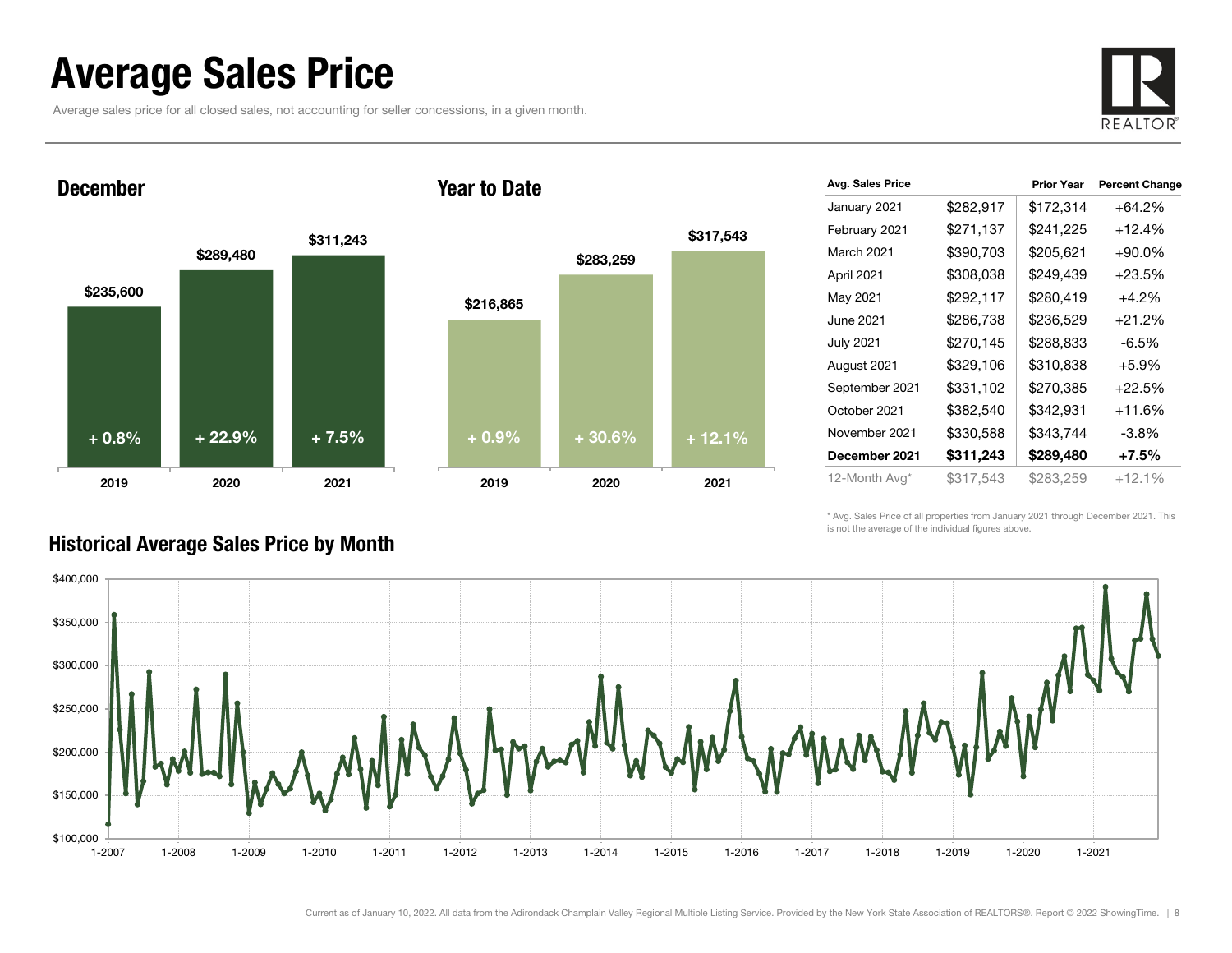# Average Sales Price

Average sales price for all closed sales, not accounting for seller concessions, in a given month.

## December

| | 2019 | 2020 | 2021 |
|---|---|---|---|
| Average Sales Price | $235,600 | $289,480 | $311,243 |
| Change | + 0.8% | + 22.9% | + 7.5% |

## Year to Date

| | 2019 | 2020 | 2021 |
|---|---|---|---|
| Average Sales Price | $216,865 | $283,259 | $317,543 |
| Change | + 0.9% | + 30.6% | + 12.1% |

| Avg. Sales Price | | Prior Year | Percent Change |
|---|---|---|---|
| January 2021 | $282,917 | $172,314 | +64.2% |
| February 2021 | $271,137 | $241,225 | +12.4% |
| March 2021 | $390,703 | $205,621 | +90.0% |
| April 2021 | $308,038 | $249,439 | +23.5% |
| May 2021 | $292,117 | $280,419 | +4.2% |
| June 2021 | $286,738 | $236,529 | +21.2% |
| July 2021 | $270,145 | $288,833 | -6.5% |
| August 2021 | $329,106 | $310,838 | +5.9% |
| September 2021 | $331,102 | $270,385 | +22.5% |
| October 2021 | $382,540 | $342,931 | +11.6% |
| November 2021 | $330,588 | $343,744 | -3.8% |
| **December 2021** | **$311,243** | **$289,480** | **+7.5%** |
| 12-Month Avg* | $317,543 | $283,259 | +12.1% |

\* Avg. Sales Price of all properties from January 2021 through December 2021. This is not the average of the individual figures above.

## Historical Average Sales Price by Month

Current as of January 10, 2022. All data from the Adirondack Champlain Valley Regional Multiple Listing Service. Provided by the New York State Association of REALTORS®. Report © 2022 ShowingTime.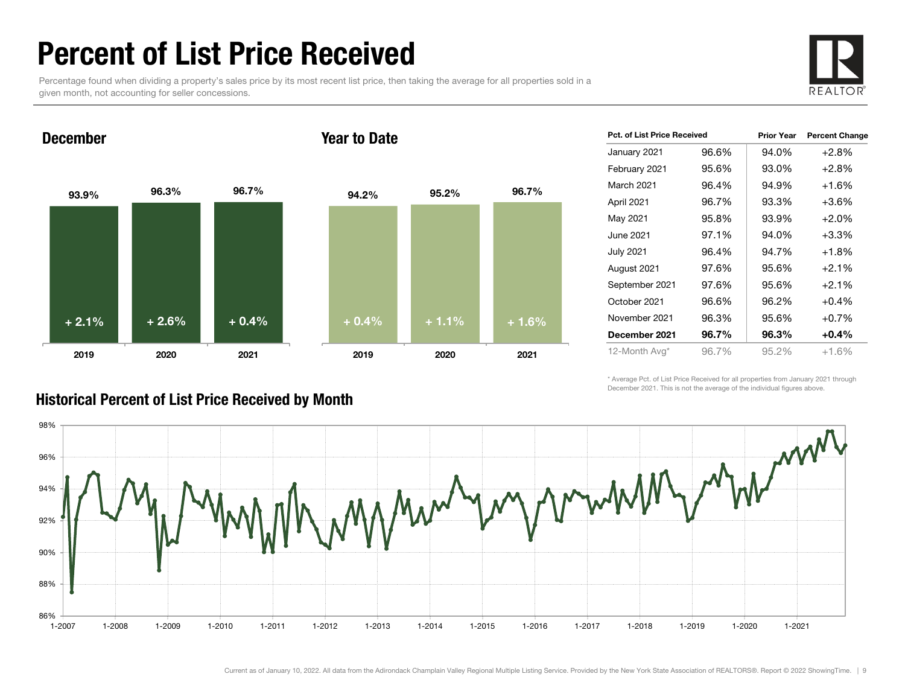# Percent of List Price Received

Percentage found when dividing a property's sales price by its most recent list price, then taking the average for all properties sold in a given month, not accounting for seller concessions.

## December

| | 2019 | 2020 | 2021 |
|---|---|---|---|
| Pct. of List Price Received | 93.9% | 96.3% | 96.7% |
| Change | + 2.1% | + 2.6% | + 0.4% |

## Year to Date

| | 2019 | 2020 | 2021 |
|---|---|---|---|
| Pct. of List Price Received | 94.2% | 95.2% | 96.7% |
| Change | + 0.4% | + 1.1% | + 1.6% |

| Pct. of List Price Received | | Prior Year | Percent Change |
|---|---|---|---|
| January 2021 | 96.6% | 94.0% | +2.8% |
| February 2021 | 95.6% | 93.0% | +2.8% |
| March 2021 | 96.4% | 94.9% | +1.6% |
| April 2021 | 96.7% | 93.3% | +3.6% |
| May 2021 | 95.8% | 93.9% | +2.0% |
| June 2021 | 97.1% | 94.0% | +3.3% |
| July 2021 | 96.4% | 94.7% | +1.8% |
| August 2021 | 97.6% | 95.6% | +2.1% |
| September 2021 | 97.6% | 95.6% | +2.1% |
| October 2021 | 96.6% | 96.2% | +0.4% |
| November 2021 | 96.3% | 95.6% | +0.7% |
| **December 2021** | **96.7%** | **96.3%** | **+0.4%** |
| 12-Month Avg* | 96.7% | 95.2% | +1.6% |

\* Average Pct. of List Price Received for all properties from January 2021 through December 2021. This is not the average of the individual figures above.

## Historical Percent of List Price Received by Month

Current as of January 10, 2022. All data from the Adirondack Champlain Valley Regional Multiple Listing Service. Provided by the New York State Association of REALTORS®. Report © 2022 ShowingTime.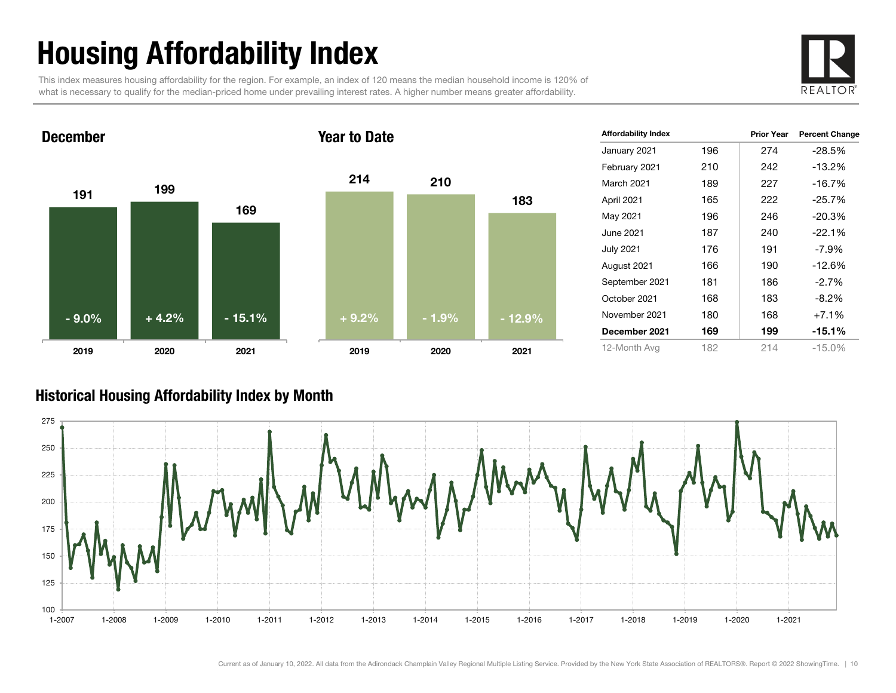# Housing Affordability Index

This index measures housing affordability for the region. For example, an index of 120 means the median household income is 120% of what is necessary to qualify for the median-priced home under prevailing interest rates. A higher number means greater affordability.

## December

| | 2019 | 2020 | 2021 |
|---|---|---|---|
| Index | 191 | 199 | 169 |
| Change | - 9.0% | + 4.2% | - 15.1% |

## Year to Date

| | 2019 | 2020 | 2021 |
|---|---|---|---|
| Index | 214 | 210 | 183 |
| Change | + 9.2% | - 1.9% | - 12.9% |

| Affordability Index | | Prior Year | Percent Change |
|---|---|---|---|
| January 2021 | 196 | 274 | -28.5% |
| February 2021 | 210 | 242 | -13.2% |
| March 2021 | 189 | 227 | -16.7% |
| April 2021 | 165 | 222 | -25.7% |
| May 2021 | 196 | 246 | -20.3% |
| June 2021 | 187 | 240 | -22.1% |
| July 2021 | 176 | 191 | -7.9% |
| August 2021 | 166 | 190 | -12.6% |
| September 2021 | 181 | 186 | -2.7% |
| October 2021 | 168 | 183 | -8.2% |
| November 2021 | 180 | 168 | +7.1% |
| **December 2021** | **169** | **199** | **-15.1%** |
| 12-Month Avg | 182 | 214 | -15.0% |

## Historical Housing Affordability Index by Month

Current as of January 10, 2022. All data from the Adirondack Champlain Valley Regional Multiple Listing Service. Provided by the New York State Association of REALTORS®. Report © 2022 ShowingTime.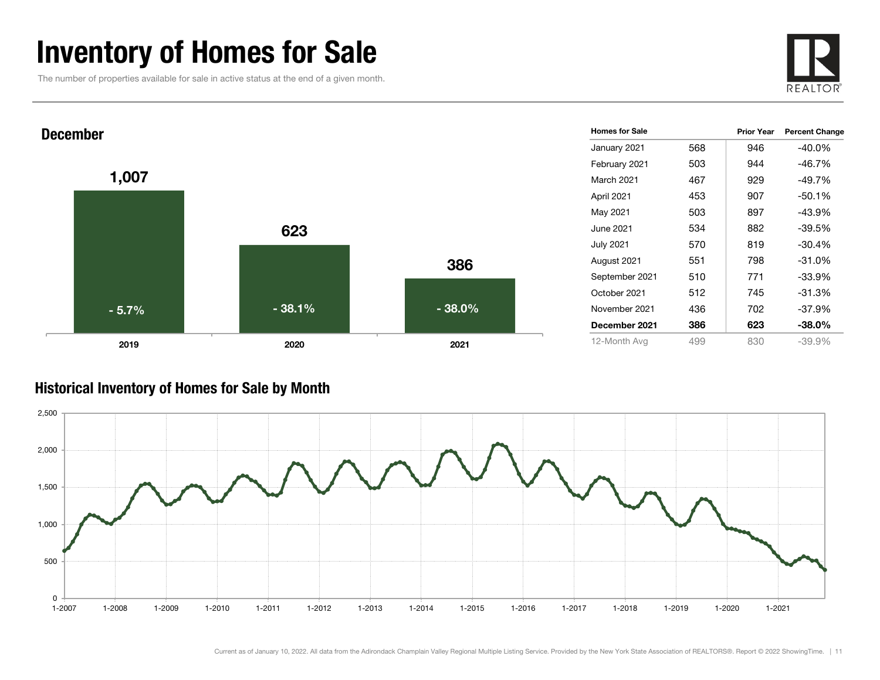# Inventory of Homes for Sale

The number of properties available for sale in active status at the end of a given month.

## December

| Year | Homes for Sale | Change |
| --- | --- | --- |
| 2019 | 1,007 | - 5.7% |
| 2020 | 623 | - 38.1% |
| 2021 | 386 | - 38.0% |

| Homes for Sale | | Prior Year | Percent Change |
| --- | --- | --- | --- |
| January 2021 | 568 | 946 | -40.0% |
| February 2021 | 503 | 944 | -46.7% |
| March 2021 | 467 | 929 | -49.7% |
| April 2021 | 453 | 907 | -50.1% |
| May 2021 | 503 | 897 | -43.9% |
| June 2021 | 534 | 882 | -39.5% |
| July 2021 | 570 | 819 | -30.4% |
| August 2021 | 551 | 798 | -31.0% |
| September 2021 | 510 | 771 | -33.9% |
| October 2021 | 512 | 745 | -31.3% |
| November 2021 | 436 | 702 | -37.9% |
| **December 2021** | **386** | **623** | **-38.0%** |
| 12-Month Avg | 499 | 830 | -39.9% |

## Historical Inventory of Homes for Sale by Month

Current as of January 10, 2022. All data from the Adirondack Champlain Valley Regional Multiple Listing Service. Provided by the New York State Association of REALTORS®. Report © 2022 ShowingTime.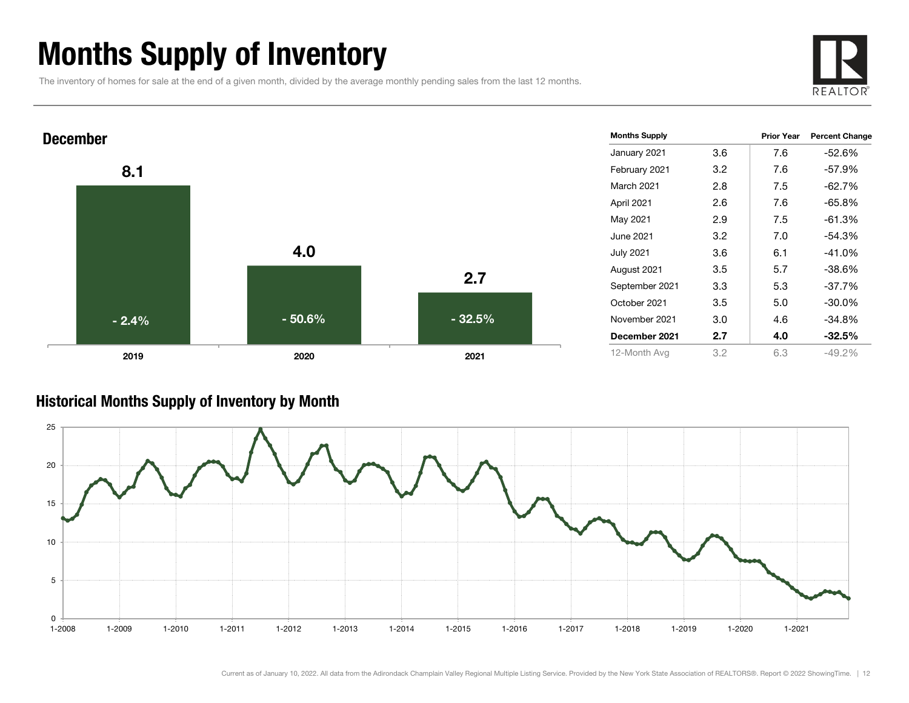# Months Supply of Inventory

The inventory of homes for sale at the end of a given month, divided by the average monthly pending sales from the last 12 months.

## December

| Year | Months Supply | Percent Change |
|---|---|---|
| 2019 | 8.1 | - 2.4% |
| 2020 | 4.0 | - 50.6% |
| 2021 | 2.7 | - 32.5% |

| Months Supply | | Prior Year | Percent Change |
|---|---|---|---|
| January 2021 | 3.6 | 7.6 | -52.6% |
| February 2021 | 3.2 | 7.6 | -57.9% |
| March 2021 | 2.8 | 7.5 | -62.7% |
| April 2021 | 2.6 | 7.6 | -65.8% |
| May 2021 | 2.9 | 7.5 | -61.3% |
| June 2021 | 3.2 | 7.0 | -54.3% |
| July 2021 | 3.6 | 6.1 | -41.0% |
| August 2021 | 3.5 | 5.7 | -38.6% |
| September 2021 | 3.3 | 5.3 | -37.7% |
| October 2021 | 3.5 | 5.0 | -30.0% |
| November 2021 | 3.0 | 4.6 | -34.8% |
| **December 2021** | **2.7** | **4.0** | **-32.5%** |
| 12-Month Avg | 3.2 | 6.3 | -49.2% |

## Historical Months Supply of Inventory by Month

Current as of January 10, 2022. All data from the Adirondack Champlain Valley Regional Multiple Listing Service. Provided by the New York State Association of REALTORS®. Report © 2022 ShowingTime.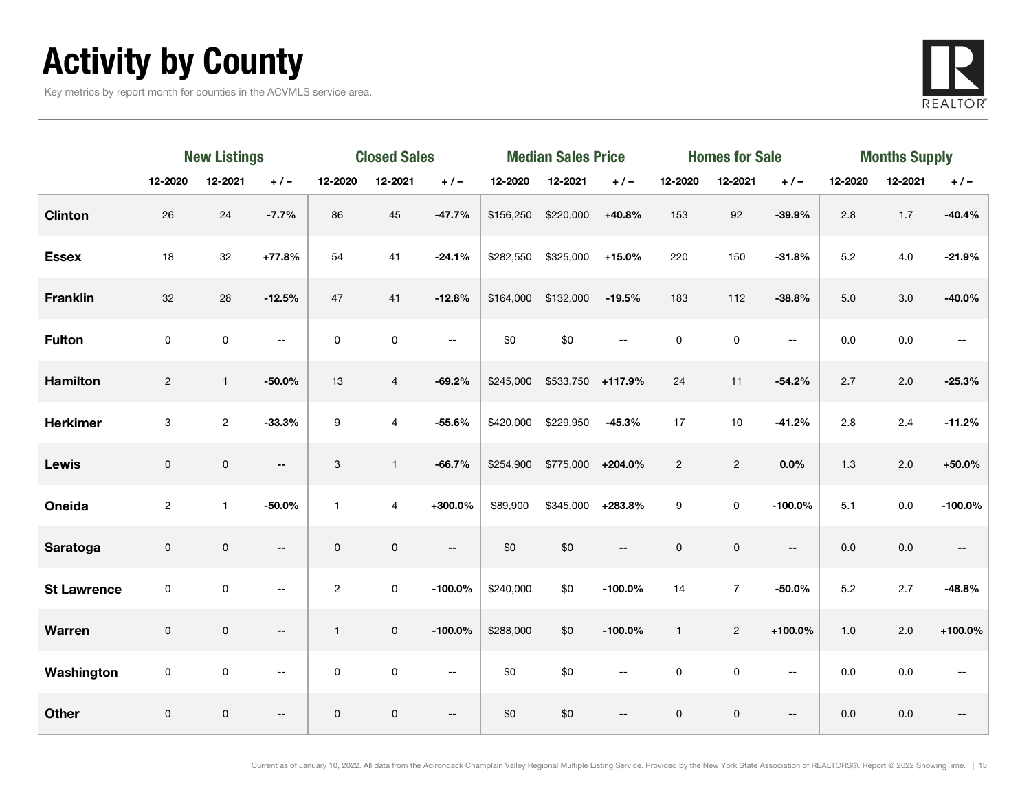# Activity by County

Key metrics by report month for counties in the ACVMLS service area.

| | New Listings | | | Closed Sales | | | Median Sales Price | | | Homes for Sale | | | Months Supply | | |
|---|---|---|---|---|---|---|---|---|---|---|---|---|---|---|---|
| | 12-2020 | 12-2021 | + / – | 12-2020 | 12-2021 | + / – | 12-2020 | 12-2021 | + / – | 12-2020 | 12-2021 | + / – | 12-2020 | 12-2021 | + / – |
| **Clinton** | 26 | 24 | **-7.7%** | 86 | 45 | **-47.7%** | $156,250 | $220,000 | **+40.8%** | 153 | 92 | **-39.9%** | 2.8 | 1.7 | **-40.4%** |
| **Essex** | 18 | 32 | **+77.8%** | 54 | 41 | **-24.1%** | $282,550 | $325,000 | **+15.0%** | 220 | 150 | **-31.8%** | 5.2 | 4.0 | **-21.9%** |
| **Franklin** | 32 | 28 | **-12.5%** | 47 | 41 | **-12.8%** | $164,000 | $132,000 | **-19.5%** | 183 | 112 | **-38.8%** | 5.0 | 3.0 | **-40.0%** |
| **Fulton** | 0 | 0 | -- | 0 | 0 | -- | $0 | $0 | -- | 0 | 0 | -- | 0.0 | 0.0 | -- |
| **Hamilton** | 2 | 1 | **-50.0%** | 13 | 4 | **-69.2%** | $245,000 | $533,750 | **+117.9%** | 24 | 11 | **-54.2%** | 2.7 | 2.0 | **-25.3%** |
| **Herkimer** | 3 | 2 | **-33.3%** | 9 | 4 | **-55.6%** | $420,000 | $229,950 | **-45.3%** | 17 | 10 | **-41.2%** | 2.8 | 2.4 | **-11.2%** |
| **Lewis** | 0 | 0 | -- | 3 | 1 | **-66.7%** | $254,900 | $775,000 | **+204.0%** | 2 | 2 | **0.0%** | 1.3 | 2.0 | **+50.0%** |
| **Oneida** | 2 | 1 | **-50.0%** | 1 | 4 | **+300.0%** | $89,900 | $345,000 | **+283.8%** | 9 | 0 | **-100.0%** | 5.1 | 0.0 | **-100.0%** |
| **Saratoga** | 0 | 0 | -- | 0 | 0 | -- | $0 | $0 | -- | 0 | 0 | -- | 0.0 | 0.0 | -- |
| **St Lawrence** | 0 | 0 | -- | 2 | 0 | **-100.0%** | $240,000 | $0 | **-100.0%** | 14 | 7 | **-50.0%** | 5.2 | 2.7 | **-48.8%** |
| **Warren** | 0 | 0 | -- | 1 | 0 | **-100.0%** | $288,000 | $0 | **-100.0%** | 1 | 2 | **+100.0%** | 1.0 | 2.0 | **+100.0%** |
| **Washington** | 0 | 0 | -- | 0 | 0 | -- | $0 | $0 | -- | 0 | 0 | -- | 0.0 | 0.0 | -- |
| **Other** | 0 | 0 | -- | 0 | 0 | -- | $0 | $0 | -- | 0 | 0 | -- | 0.0 | 0.0 | -- |

Current as of January 10, 2022. All data from the Adirondack Champlain Valley Regional Multiple Listing Service. Provided by the New York State Association of REALTORS®. Report © 2022 ShowingTime.